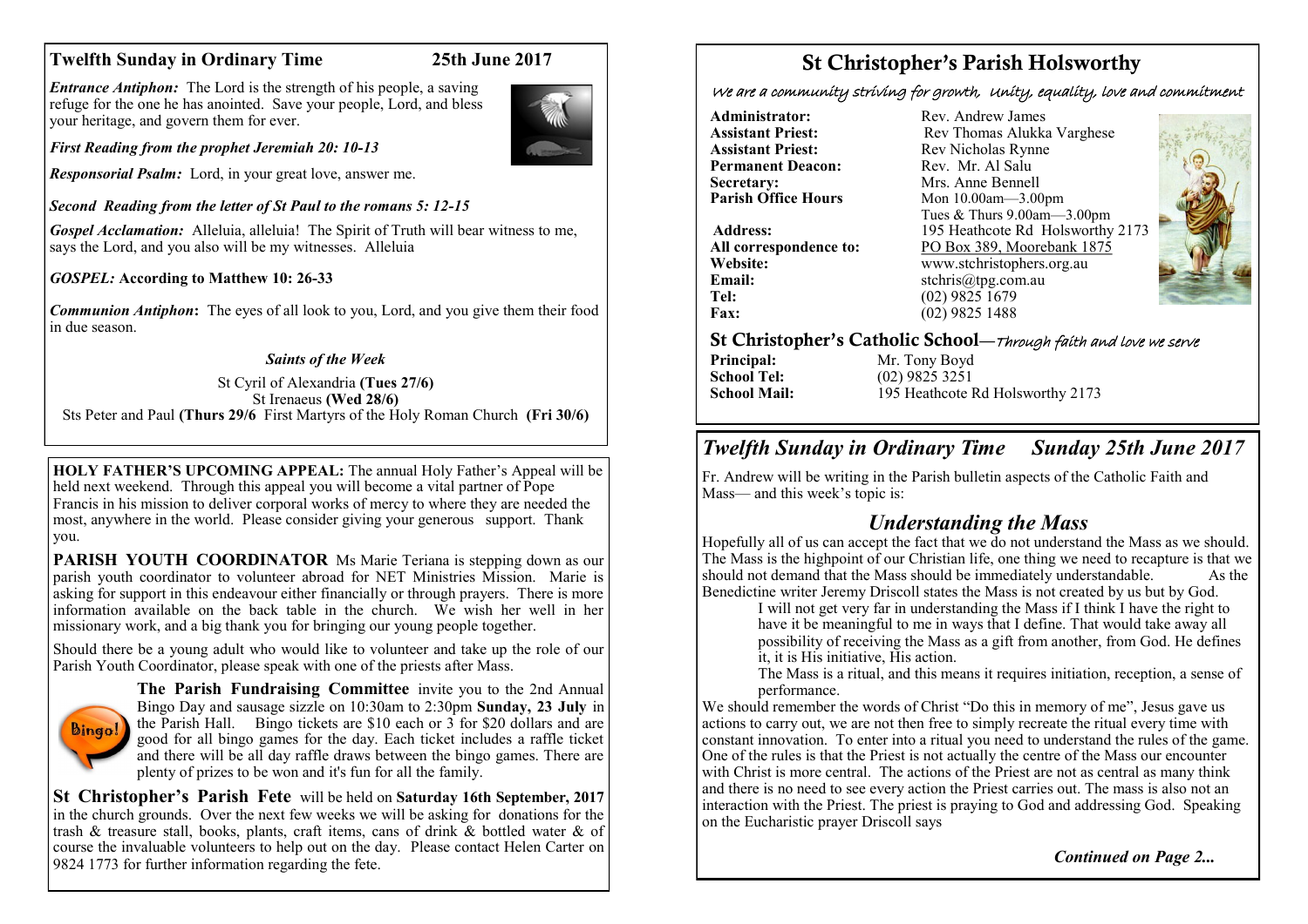## Twelfth Sunday in Ordinary Time 25th June 2017

***Entrance Antiphon:*** The Lord is the strength of his people, a saving refuge for the one he has anointed. Save your people, Lord, and bless your heritage, and govern them for ever.

***First Reading from the prophet Jeremiah 20: 10-13***

***Responsorial Psalm:*** Lord, in your great love, answer me.

***Second Reading from the letter of St Paul to the romans 5: 12-15***

***Gospel Acclamation:*** Alleluia, alleluia! The Spirit of Truth will bear witness to me, says the Lord, and you also will be my witnesses. Alleluia

***GOSPEL:* According to Matthew 10: 26-33**

***Communion Antiphon*:** The eyes of all look to you, Lord, and you give them their food in due season.

*Saints of the Week*

St Cyril of Alexandria **(Tues 27/6)**
St Irenaeus **(Wed 28/6)**
Sts Peter and Paul **(Thurs 29/6** First Martyrs of the Holy Roman Church **(Fri 30/6)**

**HOLY FATHER'S UPCOMING APPEAL:** The annual Holy Father's Appeal will be held next weekend. Through this appeal you will become a vital partner of Pope Francis in his mission to deliver corporal works of mercy to where they are needed the most, anywhere in the world. Please consider giving your generous support. Thank you.

**PARISH YOUTH COORDINATOR** Ms Marie Teriana is stepping down as our parish youth coordinator to volunteer abroad for NET Ministries Mission. Marie is asking for support in this endeavour either financially or through prayers. There is more information available on the back table in the church. We wish her well in her missionary work, and a big thank you for bringing our young people together.

Should there be a young adult who would like to volunteer and take up the role of our Parish Youth Coordinator, please speak with one of the priests after Mass.

**The Parish Fundraising Committee** invite you to the 2nd Annual Bingo Day and sausage sizzle on 10:30am to 2:30pm **Sunday, 23 July** in the Parish Hall. Bingo tickets are $10 each or 3 for $20 dollars and are good for all bingo games for the day. Each ticket includes a raffle ticket and there will be all day raffle draws between the bingo games. There are plenty of prizes to be won and it's fun for all the family.

**St Christopher's Parish Fete** will be held on **Saturday 16th September, 2017** in the church grounds. Over the next few weeks we will be asking for donations for the trash & treasure stall, books, plants, craft items, cans of drink & bottled water & of course the invaluable volunteers to help out on the day. Please contact Helen Carter on 9824 1773 for further information regarding the fete.

# St Christopher's Parish Holsworthy

*We are a community striving for growth, Unity, equality, love and commitment*

**Administrator:** Rev. Andrew James
**Assistant Priest:** Rev Thomas Alukka Varghese
**Assistant Priest:** Rev Nicholas Rynne
**Permanent Deacon:** Rev. Mr. Al Salu
**Secretary:** Mrs. Anne Bennell
**Parish Office Hours** Mon 10.00am—3.00pm
Tues & Thurs 9.00am—3.00pm
**Address:** 195 Heathcote Rd Holsworthy 2173
**All correspondence to:** PO Box 389, Moorebank 1875
**Website:** www.stchristophers.org.au
**Email:** stchris@tpg.com.au
**Tel:** (02) 9825 1679
**Fax:** (02) 9825 1488

## St Christopher's Catholic School—*Through faith and love we serve*

**Principal:** Mr. Tony Boyd
**School Tel:** (02) 9825 3251
**School Mail:** 195 Heathcote Rd Holsworthy 2173

## *Twelfth Sunday in Ordinary Time Sunday 25th June 2017*

Fr. Andrew will be writing in the Parish bulletin aspects of the Catholic Faith and Mass— and this week's topic is:

## *Understanding the Mass*

Hopefully all of us can accept the fact that we do not understand the Mass as we should. The Mass is the highpoint of our Christian life, one thing we need to recapture is that we should not demand that the Mass should be immediately understandable. As the Benedictine writer Jeremy Driscoll states the Mass is not created by us but by God.

> I will not get very far in understanding the Mass if I think I have the right to have it be meaningful to me in ways that I define. That would take away all possibility of receiving the Mass as a gift from another, from God. He defines it, it is His initiative, His action.
>
> The Mass is a ritual, and this means it requires initiation, reception, a sense of performance.

We should remember the words of Christ "Do this in memory of me", Jesus gave us actions to carry out, we are not then free to simply recreate the ritual every time with constant innovation. To enter into a ritual you need to understand the rules of the game. One of the rules is that the Priest is not actually the centre of the Mass our encounter with Christ is more central. The actions of the Priest are not as central as many think and there is no need to see every action the Priest carries out. The mass is also not an interaction with the Priest. The priest is praying to God and addressing God. Speaking on the Eucharistic prayer Driscoll says

*Continued on Page 2...*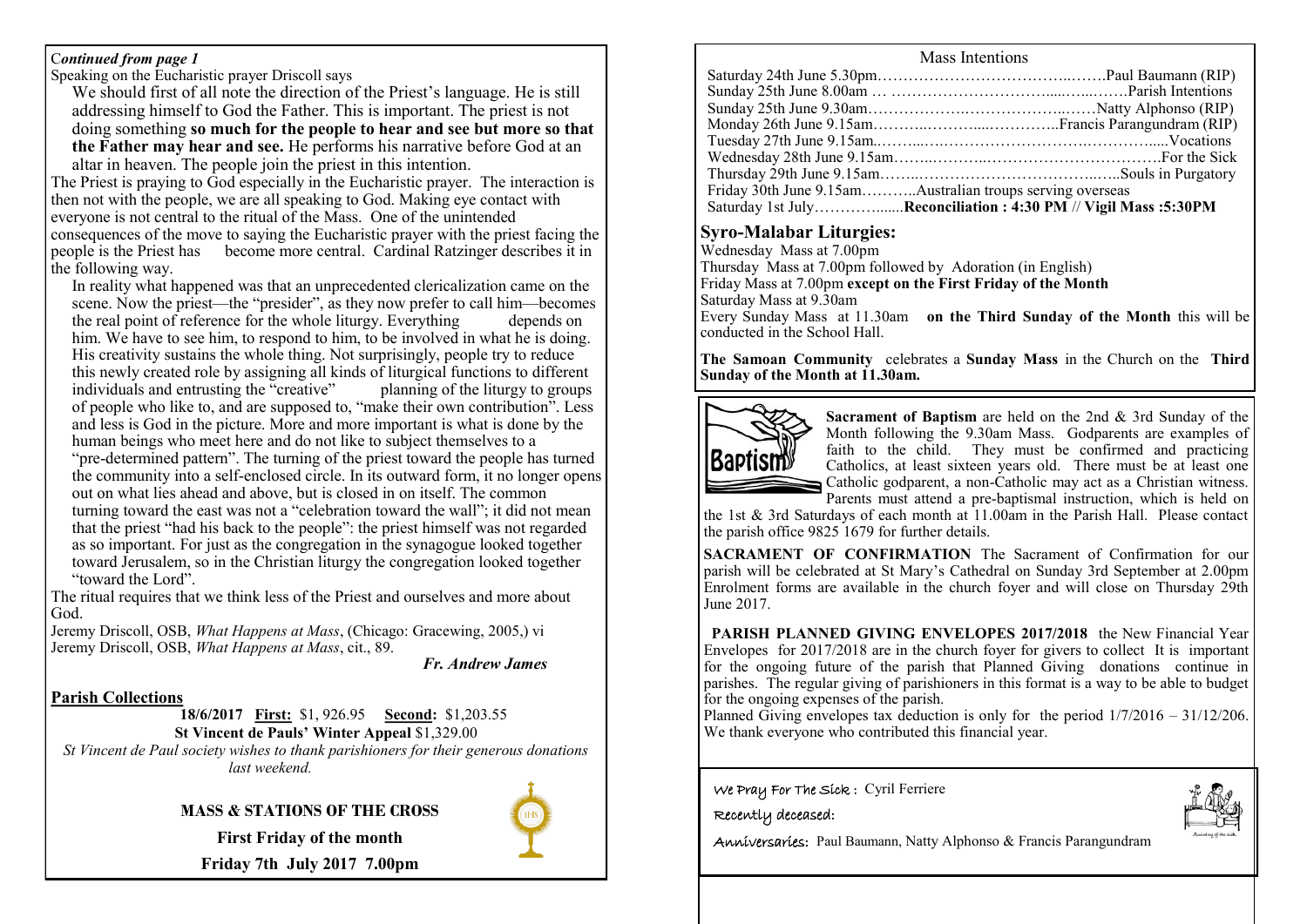*Continued from page 1*

Speaking on the Eucharistic prayer Driscoll says

> We should first of all note the direction of the Priest's language. He is still addressing himself to God the Father. This is important. The priest is not doing something **so much for the people to hear and see but more so that the Father may hear and see.** He performs his narrative before God at an altar in heaven. The people join the priest in this intention.

The Priest is praying to God especially in the Eucharistic prayer. The interaction is then not with the people, we are all speaking to God. Making eye contact with everyone is not central to the ritual of the Mass. One of the unintended consequences of the move to saying the Eucharistic prayer with the priest facing the people is the Priest has become more central. Cardinal Ratzinger describes it in the following way.

> In reality what happened was that an unprecedented clericalization came on the scene. Now the priest—the "presider", as they now prefer to call him—becomes the real point of reference for the whole liturgy. Everything depends on him. We have to see him, to respond to him, to be involved in what he is doing. His creativity sustains the whole thing. Not surprisingly, people try to reduce this newly created role by assigning all kinds of liturgical functions to different individuals and entrusting the "creative" planning of the liturgy to groups of people who like to, and are supposed to, "make their own contribution". Less and less is God in the picture. More and more important is what is done by the human beings who meet here and do not like to subject themselves to a "pre-determined pattern". The turning of the priest toward the people has turned the community into a self-enclosed circle. In its outward form, it no longer opens out on what lies ahead and above, but is closed in on itself. The common turning toward the east was not a "celebration toward the wall"; it did not mean that the priest "had his back to the people": the priest himself was not regarded as so important. For just as the congregation in the synagogue looked together toward Jerusalem, so in the Christian liturgy the congregation looked together "toward the Lord".

The ritual requires that we think less of the Priest and ourselves and more about God.

Jeremy Driscoll, OSB, *What Happens at Mass*, (Chicago: Gracewing, 2005,) vi

Jeremy Driscoll, OSB, *What Happens at Mass*, cit., 89.

***Fr. Andrew James***

## Parish Collections

**18/6/2017** **First:** $1, 926.95 **Second:** $1,203.55

**St Vincent de Pauls' Winter Appeal** $1,329.00

*St Vincent de Paul society wishes to thank parishioners for their generous donations last weekend.*

**MASS & STATIONS OF THE CROSS**

**First Friday of the month**

**Friday 7th July 2017 7.00pm**

## Mass Intentions

Saturday 24th June 5.30pm……………………………………..…….Paul Baumann (RIP)
Sunday 25th June 8.00am … ………………………….....…...…….Parish Intentions
Sunday 25th June 9.30am……………….………………..……Natty Alphonso (RIP)
Monday 26th June 9.15am………..……….....…………..Francis Parangundram (RIP)
Tuesday 27th June 9.15am..……...…..……………………….…………......Vocations
Wednesday 28th June 9.15am……..………..…………………………….For the Sick
Thursday 29th June 9.15am……..……………………………..…..Souls in Purgatory
Friday 30th June 9.15am………..Australian troups serving overseas
Saturday 1st July…………......**Reconciliation : 4:30 PM // Vigil Mass :5:30PM**

## Syro-Malabar Liturgies:

Wednesday Mass at 7.00pm
Thursday Mass at 7.00pm followed by Adoration (in English)
Friday Mass at 7.00pm **except on the First Friday of the Month**
Saturday Mass at 9.30am
Every Sunday Mass at 11.30am **on the Third Sunday of the Month** this will be conducted in the School Hall.

**The Samoan Community** celebrates a **Sunday Mass** in the Church on the **Third Sunday of the Month at 11.30am.**

**Sacrament of Baptism** are held on the 2nd & 3rd Sunday of the Month following the 9.30am Mass. Godparents are examples of faith to the child. They must be confirmed and practicing Catholics, at least sixteen years old. There must be at least one Catholic godparent, a non-Catholic may act as a Christian witness. Parents must attend a pre-baptismal instruction, which is held on the 1st & 3rd Saturdays of each month at 11.00am in the Parish Hall. Please contact the parish office 9825 1679 for further details.

**SACRAMENT OF CONFIRMATION** The Sacrament of Confirmation for our parish will be celebrated at St Mary's Cathedral on Sunday 3rd September at 2.00pm Enrolment forms are available in the church foyer and will close on Thursday 29th June 2017.

**PARISH PLANNED GIVING ENVELOPES 2017/2018** the New Financial Year Envelopes for 2017/2018 are in the church foyer for givers to collect It is important for the ongoing future of the parish that Planned Giving donations continue in parishes. The regular giving of parishioners in this format is a way to be able to budget for the ongoing expenses of the parish.

Planned Giving envelopes tax deduction is only for the period 1/7/2016 – 31/12/206. We thank everyone who contributed this financial year.

*We Pray For The Sick :* Cyril Ferriere

*Recently deceased:*

*Anniversaries:* Paul Baumann, Natty Alphonso & Francis Parangundram